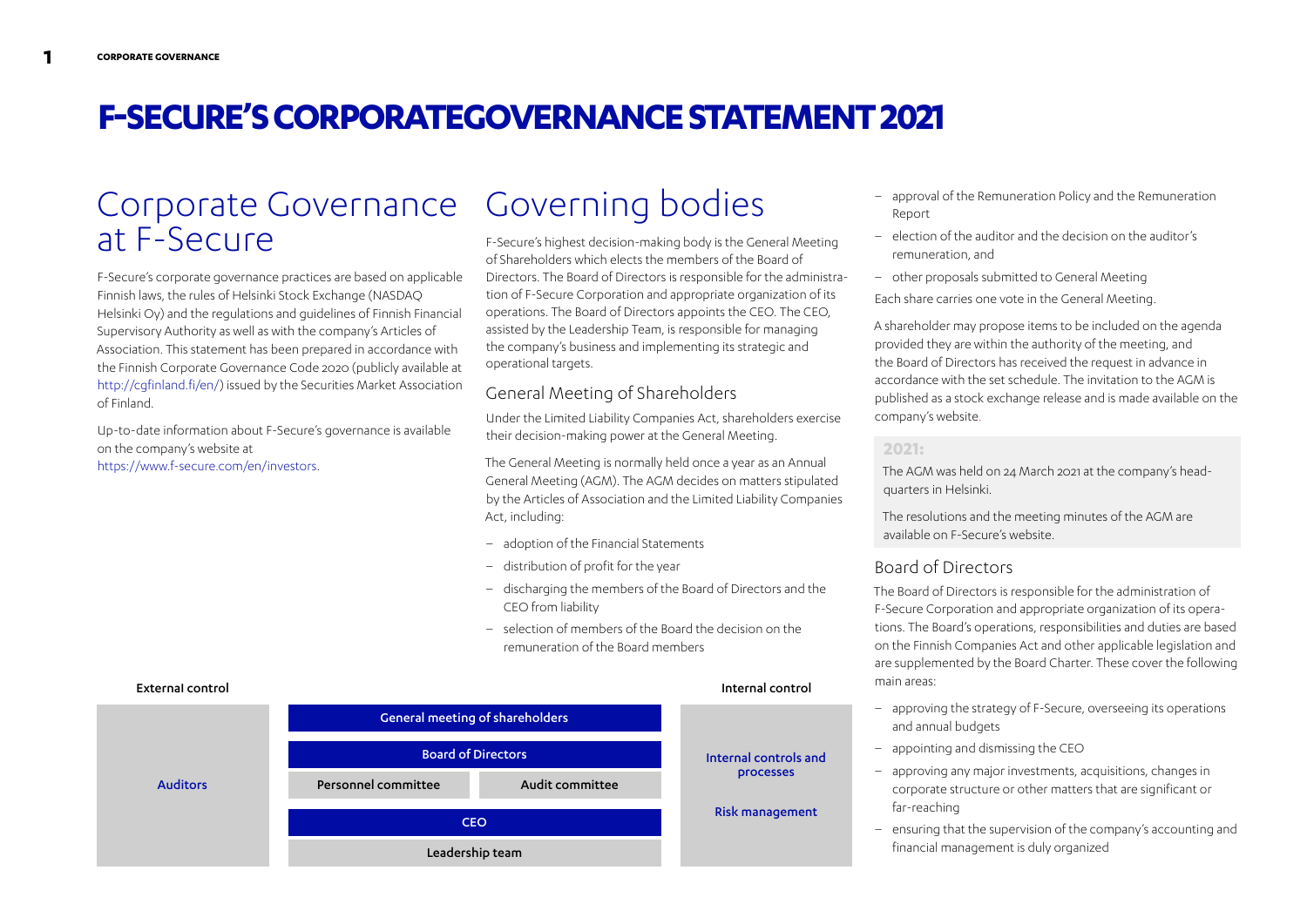# F-SECURE'S CORPORATEGOVERNANCE STATEMENT 2021

## Corporate Governance at F-Secure

F-Secure's corporate governance practices are based on applicable Finnish laws, the rules of Helsinki Stock Exchange (NASDAQ Helsinki Oy) and the regulations and guidelines of Finnish Financial Supervisory Authority as well as with the company's Articles of Association. This statement has been prepared in accordance with the Finnish Corporate Governance Code 2020 (publicly available at http://cgfinland.fi/en/) issued by the Securities Market Association of Finland.

Up-to-date information about F-Secure's governance is available on the company's website at https://www.f-secure.com/en/investors.

## Governing bodies

F-Secure's highest decision-making body is the General Meeting of Shareholders which elects the members of the Board of Directors. The Board of Directors is responsible for the administration of F-Secure Corporation and appropriate organization of its operations. The Board of Directors appoints the CEO. The CEO, assisted by the Leadership Team, is responsible for managing the company's business and implementing its strategic and operational targets.

### General Meeting of Shareholders

Under the Limited Liability Companies Act, shareholders exercise their decision-making power at the General Meeting.

The General Meeting is normally held once a year as an Annual General Meeting (AGM). The AGM decides on matters stipulated by the Articles of Association and the Limited Liability Companies Act, including:

- adoption of the Financial Statements
- distribution of profit for the year
- discharging the members of the Board of Directors and the CEO from liability
- selection of members of the Board the decision on the remuneration of the Board members
- approval of the Remuneration Policy and the Remuneration Report
- election of the auditor and the decision on the auditor's remuneration, and
- other proposals submitted to General Meeting

Each share carries one vote in the General Meeting.

A shareholder may propose items to be included on the agenda provided they are within the authority of the meeting, and the Board of Directors has received the request in advance in accordance with the set schedule. The invitation to the AGM is published as a stock exchange release and is made available on the company's website.

**2021:**

The AGM was held on 24 March 2021 at the company's headquarters in Helsinki.

The resolutions and the meeting minutes of the AGM are available on F-Secure's website.

| External control | | | Internal control |
|---|---|---|---|
| Auditors | General meeting of shareholders | | Internal controls and processes |
| | Board of Directors | | |
| | Personnel committee | Audit committee | Risk management |
| | CEO | | |
| | Leadership team | | |

### Board of Directors

The Board of Directors is responsible for the administration of F-Secure Corporation and appropriate organization of its operations. The Board's operations, responsibilities and duties are based on the Finnish Companies Act and other applicable legislation and are supplemented by the Board Charter. These cover the following main areas:

- approving the strategy of F-Secure, overseeing its operations and annual budgets
- appointing and dismissing the CEO
- approving any major investments, acquisitions, changes in corporate structure or other matters that are significant or far-reaching
- ensuring that the supervision of the company's accounting and financial management is duly organized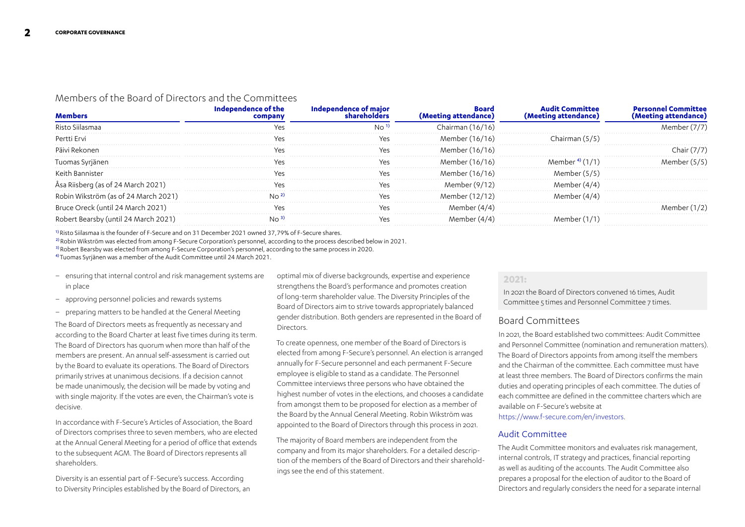## Members of the Board of Directors and the Committees

| Members | Independence of the company | Independence of major shareholders | Board (Meeting attendance) | Audit Committee (Meeting attendance) | Personnel Committee (Meeting attendance) |
|---|---|---|---|---|---|
| Risto Siilasmaa | Yes | No [1] | Chairman (16/16) | | Member (7/7) |
| Pertti Ervi | Yes | Yes | Member (16/16) | Chairman (5/5) | |
| Päivi Rekonen | Yes | Yes | Member (16/16) | | Chair (7/7) |
| Tuomas Syrjänen | Yes | Yes | Member (16/16) | Member [4] (1/1) | Member (5/5) |
| Keith Bannister | Yes | Yes | Member (16/16) | Member (5/5) | |
| Åsa Riisberg (as of 24 March 2021) | Yes | Yes | Member (9/12) | Member (4/4) | |
| Robin Wikström (as of 24 March 2021) | No [2] | Yes | Member (12/12) | Member (4/4) | |
| Bruce Oreck (until 24 March 2021) | Yes | Yes | Member (4/4) | | Member (1/2) |
| Robert Bearsby (until 24 March 2021) | No [3] | Yes | Member (4/4) | Member (1/1) | |

[1] Risto Siilasmaa is the founder of F-Secure and on 31 December 2021 owned 37,79% of F-Secure shares.
[2] Robin Wikström was elected from among F-Secure Corporation's personnel, according to the process described below in 2021.
[3] Robert Bearsby was elected from among F-Secure Corporation's personnel, according to the same process in 2020.
[4] Tuomas Syrjänen was a member of the Audit Committee until 24 March 2021.

- ensuring that internal control and risk management systems are in place
- approving personnel policies and rewards systems
- preparing matters to be handled at the General Meeting

The Board of Directors meets as frequently as necessary and according to the Board Charter at least five times during its term. The Board of Directors has quorum when more than half of the members are present. An annual self-assessment is carried out by the Board to evaluate its operations. The Board of Directors primarily strives at unanimous decisions. If a decision cannot be made unanimously, the decision will be made by voting and with single majority. If the votes are even, the Chairman's vote is decisive.

In accordance with F-Secure's Articles of Association, the Board of Directors comprises three to seven members, who are elected at the Annual General Meeting for a period of office that extends to the subsequent AGM. The Board of Directors represents all shareholders.

Diversity is an essential part of F-Secure's success. According to Diversity Principles established by the Board of Directors, an optimal mix of diverse backgrounds, expertise and experience strengthens the Board's performance and promotes creation of long-term shareholder value. The Diversity Principles of the Board of Directors aim to strive towards appropriately balanced gender distribution. Both genders are represented in the Board of Directors.

To create openness, one member of the Board of Directors is elected from among F-Secure's personnel. An election is arranged annually for F-Secure personnel and each permanent F-Secure employee is eligible to stand as a candidate. The Personnel Committee interviews three persons who have obtained the highest number of votes in the elections, and chooses a candidate from amongst them to be proposed for election as a member of the Board by the Annual General Meeting. Robin Wikström was appointed to the Board of Directors through this process in 2021.

The majority of Board members are independent from the company and from its major shareholders. For a detailed description of the members of the Board of Directors and their shareholdings see the end of this statement.

**2021:**

In 2021 the Board of Directors convened 16 times, Audit Committee 5 times and Personnel Committee 7 times.

## Board Committees

In 2021, the Board established two committees: Audit Committee and Personnel Committee (nomination and remuneration matters). The Board of Directors appoints from among itself the members and the Chairman of the committee. Each committee must have at least three members. The Board of Directors confirms the main duties and operating principles of each committee. The duties of each committee are defined in the committee charters which are available on F-Secure's website at https://www.f-secure.com/en/investors.

### Audit Committee

The Audit Committee monitors and evaluates risk management, internal controls, IT strategy and practices, financial reporting as well as auditing of the accounts. The Audit Committee also prepares a proposal for the election of auditor to the Board of Directors and regularly considers the need for a separate internal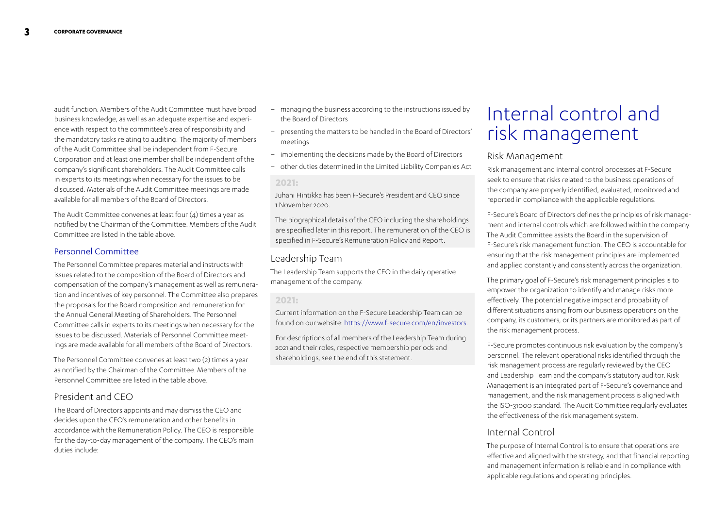audit function. Members of the Audit Committee must have broad business knowledge, as well as an adequate expertise and experience with respect to the committee's area of responsibility and the mandatory tasks relating to auditing. The majority of members of the Audit Committee shall be independent from F-Secure Corporation and at least one member shall be independent of the company's significant shareholders. The Audit Committee calls in experts to its meetings when necessary for the issues to be discussed. Materials of the Audit Committee meetings are made available for all members of the Board of Directors.

The Audit Committee convenes at least four (4) times a year as notified by the Chairman of the Committee. Members of the Audit Committee are listed in the table above.

### Personnel Committee

The Personnel Committee prepares material and instructs with issues related to the composition of the Board of Directors and compensation of the company's management as well as remuneration and incentives of key personnel. The Committee also prepares the proposals for the Board composition and remuneration for the Annual General Meeting of Shareholders. The Personnel Committee calls in experts to its meetings when necessary for the issues to be discussed. Materials of Personnel Committee meetings are made available for all members of the Board of Directors.

The Personnel Committee convenes at least two (2) times a year as notified by the Chairman of the Committee. Members of the Personnel Committee are listed in the table above.

## President and CEO

The Board of Directors appoints and may dismiss the CEO and decides upon the CEO's remuneration and other benefits in accordance with the Remuneration Policy. The CEO is responsible for the day-to-day management of the company. The CEO's main duties include:

- managing the business according to the instructions issued by the Board of Directors
- presenting the matters to be handled in the Board of Directors' meetings
- implementing the decisions made by the Board of Directors
- other duties determined in the Limited Liability Companies Act

**2021:**

Juhani Hintikka has been F-Secure's President and CEO since 1 November 2020.

The biographical details of the CEO including the shareholdings are specified later in this report. The remuneration of the CEO is specified in F-Secure's Remuneration Policy and Report.

## Leadership Team

The Leadership Team supports the CEO in the daily operative management of the company.

**2021:**

Current information on the F-Secure Leadership Team can be found on our website: https://www.f-secure.com/en/investors.

For descriptions of all members of the Leadership Team during 2021 and their roles, respective membership periods and shareholdings, see the end of this statement.

# Internal control and risk management

## Risk Management

Risk management and internal control processes at F-Secure seek to ensure that risks related to the business operations of the company are properly identified, evaluated, monitored and reported in compliance with the applicable regulations.

F-Secure's Board of Directors defines the principles of risk management and internal controls which are followed within the company. The Audit Committee assists the Board in the supervision of F-Secure's risk management function. The CEO is accountable for ensuring that the risk management principles are implemented and applied constantly and consistently across the organization.

The primary goal of F-Secure's risk management principles is to empower the organization to identify and manage risks more effectively. The potential negative impact and probability of different situations arising from our business operations on the company, its customers, or its partners are monitored as part of the risk management process.

F-Secure promotes continuous risk evaluation by the company's personnel. The relevant operational risks identified through the risk management process are regularly reviewed by the CEO and Leadership Team and the company's statutory auditor. Risk Management is an integrated part of F-Secure's governance and management, and the risk management process is aligned with the ISO-31000 standard. The Audit Committee regularly evaluates the effectiveness of the risk management system.

## Internal Control

The purpose of Internal Control is to ensure that operations are effective and aligned with the strategy, and that financial reporting and management information is reliable and in compliance with applicable regulations and operating principles.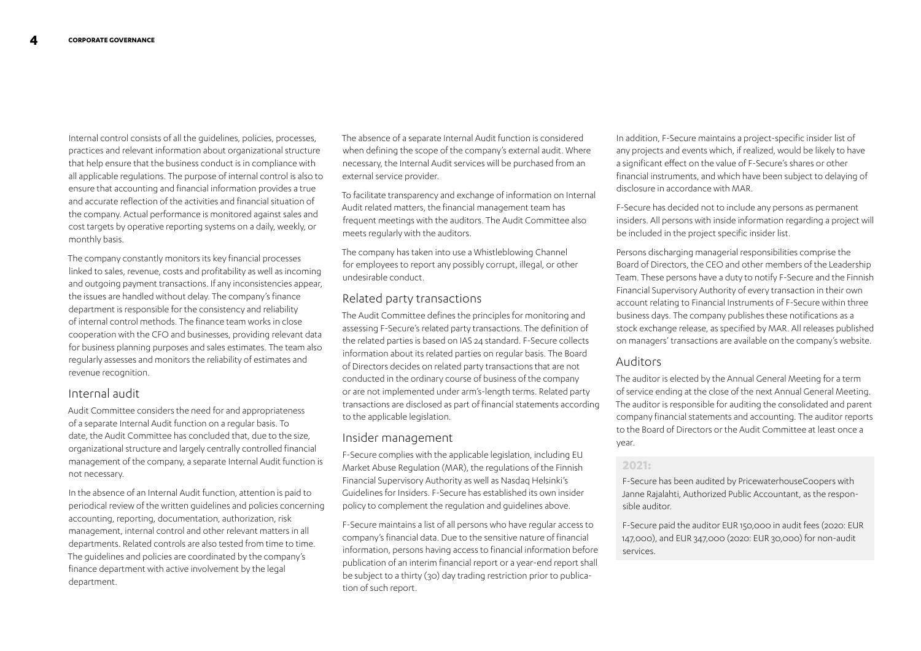Internal control consists of all the guidelines, policies, processes, practices and relevant information about organizational structure that help ensure that the business conduct is in compliance with all applicable regulations. The purpose of internal control is also to ensure that accounting and financial information provides a true and accurate reflection of the activities and financial situation of the company. Actual performance is monitored against sales and cost targets by operative reporting systems on a daily, weekly, or monthly basis.

The company constantly monitors its key financial processes linked to sales, revenue, costs and profitability as well as incoming and outgoing payment transactions. If any inconsistencies appear, the issues are handled without delay. The company's finance department is responsible for the consistency and reliability of internal control methods. The finance team works in close cooperation with the CFO and businesses, providing relevant data for business planning purposes and sales estimates. The team also regularly assesses and monitors the reliability of estimates and revenue recognition.

## Internal audit

Audit Committee considers the need for and appropriateness of a separate Internal Audit function on a regular basis. To date, the Audit Committee has concluded that, due to the size, organizational structure and largely centrally controlled financial management of the company, a separate Internal Audit function is not necessary.

In the absence of an Internal Audit function, attention is paid to periodical review of the written guidelines and policies concerning accounting, reporting, documentation, authorization, risk management, internal control and other relevant matters in all departments. Related controls are also tested from time to time. The guidelines and policies are coordinated by the company's finance department with active involvement by the legal department.

The absence of a separate Internal Audit function is considered when defining the scope of the company's external audit. Where necessary, the Internal Audit services will be purchased from an external service provider.

To facilitate transparency and exchange of information on Internal Audit related matters, the financial management team has frequent meetings with the auditors. The Audit Committee also meets regularly with the auditors.

The company has taken into use a Whistleblowing Channel for employees to report any possibly corrupt, illegal, or other undesirable conduct.

## Related party transactions

The Audit Committee defines the principles for monitoring and assessing F-Secure's related party transactions. The definition of the related parties is based on IAS 24 standard. F-Secure collects information about its related parties on regular basis. The Board of Directors decides on related party transactions that are not conducted in the ordinary course of business of the company or are not implemented under arm's-length terms. Related party transactions are disclosed as part of financial statements according to the applicable legislation.

## Insider management

F-Secure complies with the applicable legislation, including EU Market Abuse Regulation (MAR), the regulations of the Finnish Financial Supervisory Authority as well as Nasdaq Helsinki's Guidelines for Insiders. F-Secure has established its own insider policy to complement the regulation and guidelines above.

F-Secure maintains a list of all persons who have regular access to company's financial data. Due to the sensitive nature of financial information, persons having access to financial information before publication of an interim financial report or a year-end report shall be subject to a thirty (30) day trading restriction prior to publication of such report.

In addition, F-Secure maintains a project-specific insider list of any projects and events which, if realized, would be likely to have a significant effect on the value of F-Secure's shares or other financial instruments, and which have been subject to delaying of disclosure in accordance with MAR.

F-Secure has decided not to include any persons as permanent insiders. All persons with inside information regarding a project will be included in the project specific insider list.

Persons discharging managerial responsibilities comprise the Board of Directors, the CEO and other members of the Leadership Team. These persons have a duty to notify F-Secure and the Finnish Financial Supervisory Authority of every transaction in their own account relating to Financial Instruments of F-Secure within three business days. The company publishes these notifications as a stock exchange release, as specified by MAR. All releases published on managers' transactions are available on the company's website.

## Auditors

The auditor is elected by the Annual General Meeting for a term of service ending at the close of the next Annual General Meeting. The auditor is responsible for auditing the consolidated and parent company financial statements and accounting. The auditor reports to the Board of Directors or the Audit Committee at least once a year.

**2021:**

F-Secure has been audited by PricewaterhouseCoopers with Janne Rajalahti, Authorized Public Accountant, as the responsible auditor.

F-Secure paid the auditor EUR 150,000 in audit fees (2020: EUR 147,000), and EUR 347,000 (2020: EUR 30,000) for non-audit services.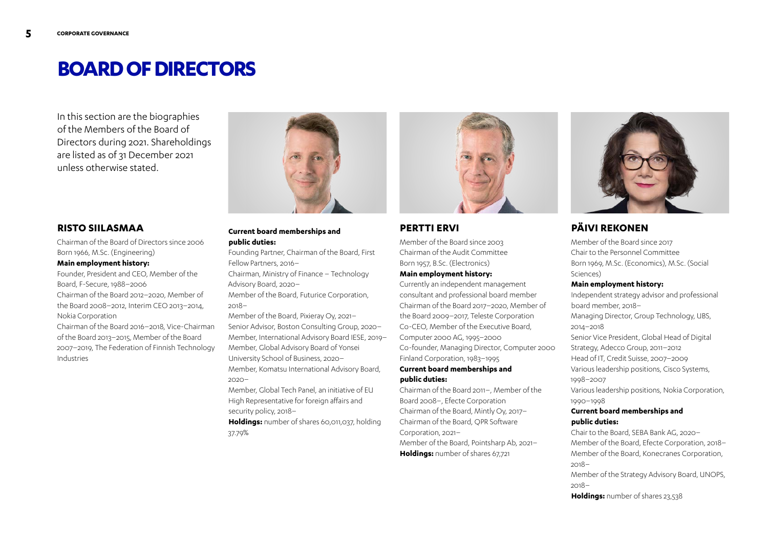# BOARD OF DIRECTORS

In this section are the biographies of the Members of the Board of Directors during 2021. Shareholdings are listed as of 31 December 2021 unless otherwise stated.

## RISTO SIILASMAA

Chairman of the Board of Directors since 2006
Born 1966, M.Sc. (Engineering)

**Main employment history:**

Founder, President and CEO, Member of the Board, F-Secure, 1988–2006
Chairman of the Board 2012–2020, Member of the Board 2008–2012, Interim CEO 2013–2014, Nokia Corporation
Chairman of the Board 2016–2018, Vice-Chairman of the Board 2013–2015, Member of the Board 2007–2019, The Federation of Finnish Technology Industries

**Current board memberships and public duties:**

Founding Partner, Chairman of the Board, First Fellow Partners, 2016–
Chairman, Ministry of Finance – Technology Advisory Board, 2020–
Member of the Board, Futurice Corporation, 2018–
Member of the Board, Pixieray Oy, 2021–
Senior Advisor, Boston Consulting Group, 2020–
Member, International Advisory Board IESE, 2019–
Member, Global Advisory Board of Yonsei University School of Business, 2020–
Member, Komatsu International Advisory Board, 2020–
Member, Global Tech Panel, an initiative of EU High Representative for foreign affairs and security policy, 2018–

**Holdings:** number of shares 60,011,037, holding 37.79%

## PERTTI ERVI

Member of the Board since 2003
Chairman of the Audit Committee
Born 1957, B.Sc. (Electronics)

**Main employment history:**

Currently an independent management consultant and professional board member
Chairman of the Board 2017–2020, Member of the Board 2009–2017, Teleste Corporation
Co-CEO, Member of the Executive Board, Computer 2000 AG, 1995–2000
Co-founder, Managing Director, Computer 2000 Finland Corporation, 1983–1995

**Current board memberships and public duties:**

Chairman of the Board 2011–, Member of the Board 2008–, Efecte Corporation
Chairman of the Board, Mintly Oy, 2017–
Chairman of the Board, QPR Software Corporation, 2021–
Member of the Board, Pointsharp Ab, 2021–

**Holdings:** number of shares 67,721

## PÄIVI REKONEN

Member of the Board since 2017
Chair to the Personnel Committee
Born 1969, M.Sc. (Economics), M.Sc. (Social Sciences)

**Main employment history:**

Independent strategy advisor and professional board member, 2018–
Managing Director, Group Technology, UBS, 2014–2018
Senior Vice President, Global Head of Digital Strategy, Adecco Group, 2011–2012
Head of IT, Credit Suisse, 2007–2009
Various leadership positions, Cisco Systems, 1998–2007
Various leadership positions, Nokia Corporation, 1990–1998

**Current board memberships and public duties:**

Chair to the Board, SEBA Bank AG, 2020–
Member of the Board, Efecte Corporation, 2018–
Member of the Board, Konecranes Corporation, 2018–
Member of the Strategy Advisory Board, UNOPS, 2018–

**Holdings:** number of shares 23,538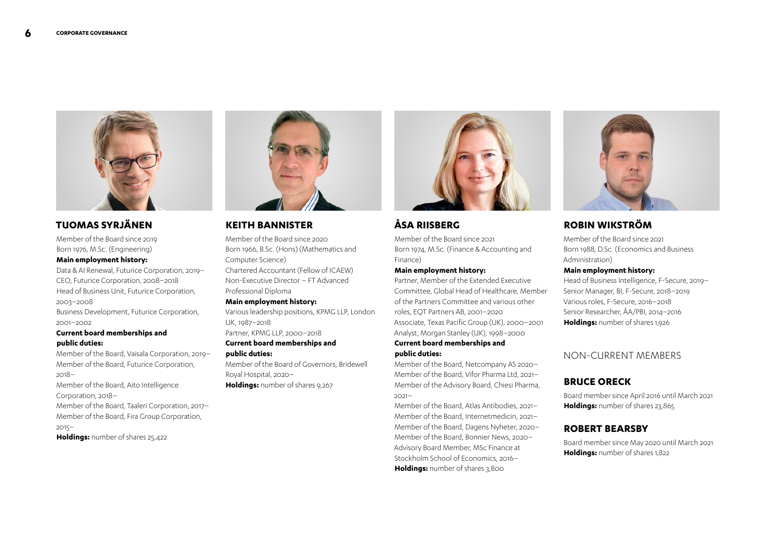## TUOMAS SYRJÄNEN

Member of the Board since 2019
Born 1976, M.Sc. (Engineering)

**Main employment history:**

Data & AI Renewal, Futurice Corporation, 2019–
CEO, Futurice Corporation, 2008–2018
Head of Business Unit, Futurice Corporation, 2003–2008
Business Development, Futurice Corporation, 2001–2002

**Current board memberships and public duties:**

Member of the Board, Vaisala Corporation, 2019–
Member of the Board, Futurice Corporation, 2018–
Member of the Board, Aito Intelligence Corporation, 2018–
Member of the Board, Taaleri Corporation, 2017–
Member of the Board, Fira Group Corporation, 2015–

**Holdings:** number of shares 25,422

## KEITH BANNISTER

Member of the Board since 2020
Born 1966, B.Sc. (Hons) (Mathematics and Computer Science)
Chartered Accountant (Fellow of ICAEW)
Non-Executive Director – FT Advanced Professional Diploma

**Main employment history:**

Various leadership positions, KPMG LLP, London UK, 1987–2018
Partner, KPMG LLP, 2000–2018

**Current board memberships and public duties:**

Member of the Board of Governors, Bridewell Royal Hospital, 2020–

**Holdings:** number of shares 9,267

## ÅSA RIISBERG

Member of the Board since 2021
Born 1974, M.Sc. (Finance & Accounting and Finance)

**Main employment history:**

Partner, Member of the Extended Executive Committee, Global Head of Healthcare, Member of the Partners Committee and various other roles, EQT Partners AB, 2001–2020
Associate, Texas Pacific Group (UK), 2000–2001
Analyst, Morgan Stanley (UK), 1998–2000

**Current board memberships and public duties:**

Member of the Board, Netcompany AS 2020–
Member of the Board, Vifor Pharma Ltd, 2021–
Member of the Advisory Board, Chiesi Pharma, 2021–
Member of the Board, Atlas Antibodies, 2021–
Member of the Board, Internetmedicin, 2021–
Member of the Board, Dagens Nyheter, 2020–
Member of the Board, Bonnier News, 2020–
Advisory Board Member, MSc Finance at Stockholm School of Economics, 2016–

**Holdings:** number of shares 3,800

## ROBIN WIKSTRÖM

Member of the Board since 2021
Born 1988, D.Sc. (Economics and Business Administration)

**Main employment history:**

Head of Business Intelligence, F-Secure, 2019–
Senior Manager, BI, F-Secure, 2018–2019
Various roles, F-Secure, 2016–2018
Senior Researcher, ÅA/PBI, 2014–2016

**Holdings:** number of shares 1,926

## NON-CURRENT MEMBERS

### BRUCE ORECK

Board member since April 2016 until March 2021
**Holdings:** number of shares 23,865

### ROBERT BEARSBY

Board member since May 2020 until March 2021
**Holdings:** number of shares 1,822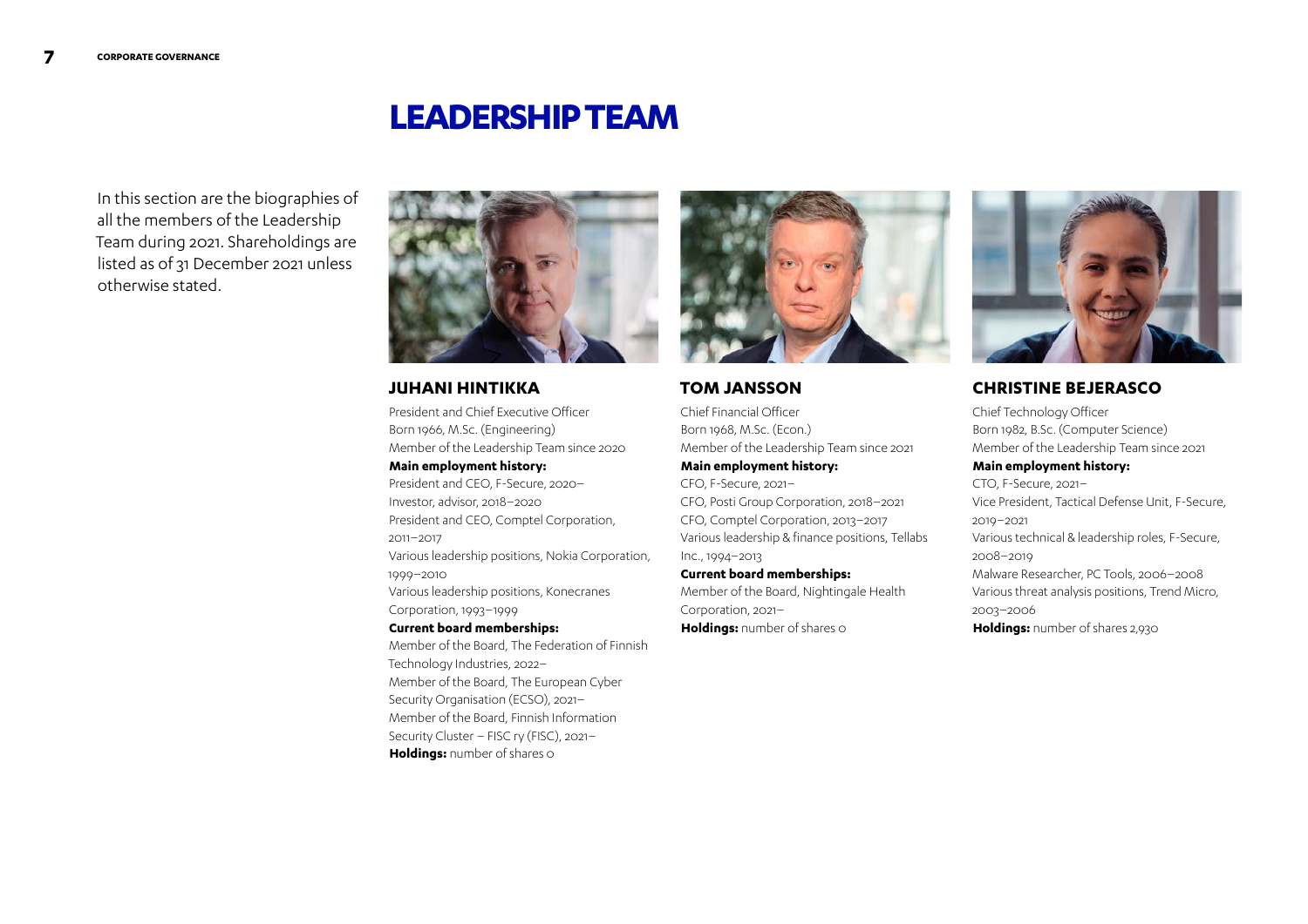# LEADERSHIP TEAM

In this section are the biographies of all the members of the Leadership Team during 2021. Shareholdings are listed as of 31 December 2021 unless otherwise stated.

## JUHANI HINTIKKA

President and Chief Executive Officer
Born 1966, M.Sc. (Engineering)
Member of the Leadership Team since 2020

**Main employment history:**
President and CEO, F-Secure, 2020–
Investor, advisor, 2018–2020
President and CEO, Comptel Corporation, 2011–2017
Various leadership positions, Nokia Corporation, 1999–2010
Various leadership positions, Konecranes Corporation, 1993–1999

**Current board memberships:**
Member of the Board, The Federation of Finnish Technology Industries, 2022–
Member of the Board, The European Cyber Security Organisation (ECSO), 2021–
Member of the Board, Finnish Information Security Cluster – FISC ry (FISC), 2021–

**Holdings:** number of shares 0

## TOM JANSSON

Chief Financial Officer
Born 1968, M.Sc. (Econ.)
Member of the Leadership Team since 2021

**Main employment history:**
CFO, F-Secure, 2021–
CFO, Posti Group Corporation, 2018–2021
CFO, Comptel Corporation, 2013–2017
Various leadership & finance positions, Tellabs Inc., 1994–2013

**Current board memberships:**
Member of the Board, Nightingale Health Corporation, 2021–

**Holdings:** number of shares 0

## CHRISTINE BEJERASCO

Chief Technology Officer
Born 1982, B.Sc. (Computer Science)
Member of the Leadership Team since 2021

**Main employment history:**
CTO, F-Secure, 2021–
Vice President, Tactical Defense Unit, F-Secure, 2019–2021
Various technical & leadership roles, F-Secure, 2008–2019
Malware Researcher, PC Tools, 2006–2008
Various threat analysis positions, Trend Micro, 2003–2006

**Holdings:** number of shares 2,930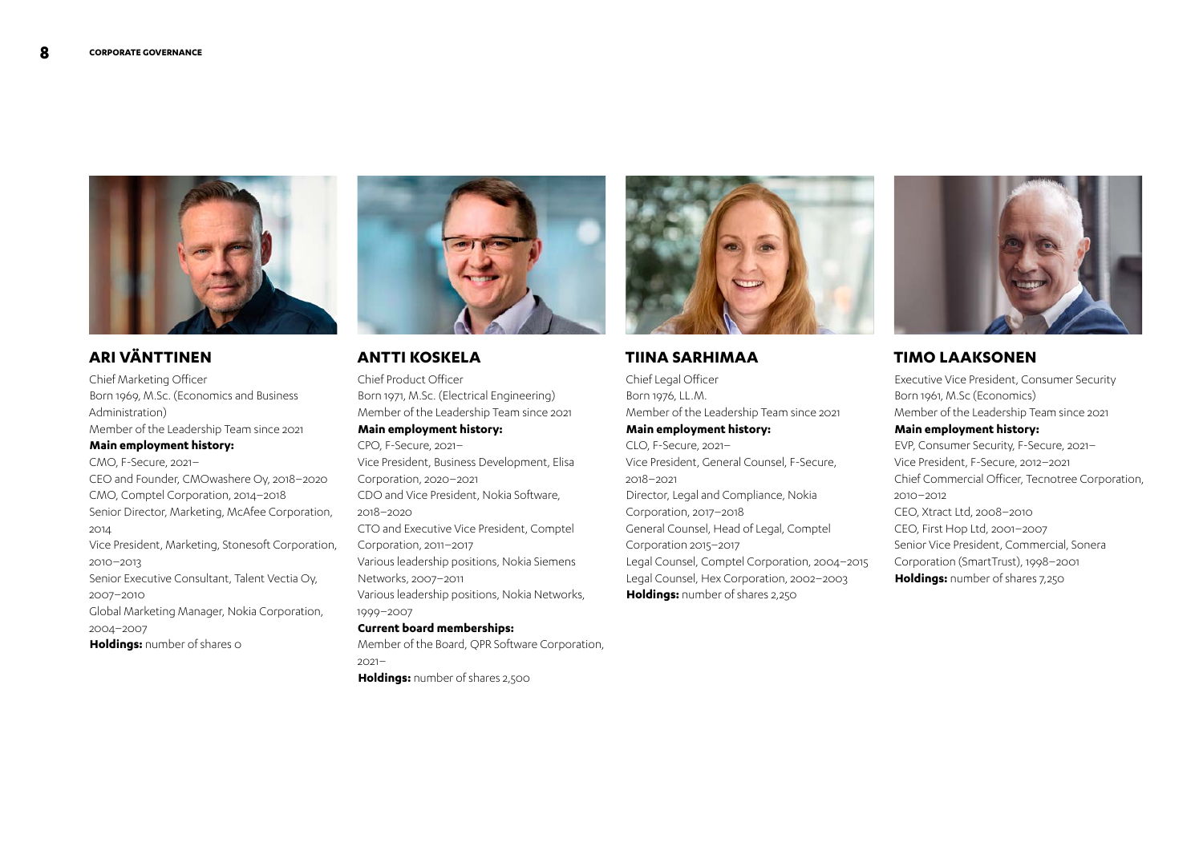## ARI VÄNTTINEN

Chief Marketing Officer
Born 1969, M.Sc. (Economics and Business Administration)
Member of the Leadership Team since 2021

**Main employment history:**

CMO, F-Secure, 2021–
CEO and Founder, CMOwashere Oy, 2018–2020
CMO, Comptel Corporation, 2014–2018
Senior Director, Marketing, McAfee Corporation, 2014
Vice President, Marketing, Stonesoft Corporation, 2010–2013
Senior Executive Consultant, Talent Vectia Oy, 2007–2010
Global Marketing Manager, Nokia Corporation, 2004–2007

**Holdings:** number of shares 0

## ANTTI KOSKELA

Chief Product Officer
Born 1971, M.Sc. (Electrical Engineering)
Member of the Leadership Team since 2021

**Main employment history:**

CPO, F-Secure, 2021–
Vice President, Business Development, Elisa Corporation, 2020–2021
CDO and Vice President, Nokia Software, 2018–2020
CTO and Executive Vice President, Comptel Corporation, 2011–2017
Various leadership positions, Nokia Siemens Networks, 2007–2011
Various leadership positions, Nokia Networks, 1999–2007

**Current board memberships:**

Member of the Board, QPR Software Corporation, 2021–

**Holdings:** number of shares 2,500

## TIINA SARHIMAA

Chief Legal Officer
Born 1976, LL.M.
Member of the Leadership Team since 2021

**Main employment history:**

CLO, F-Secure, 2021–
Vice President, General Counsel, F-Secure, 2018–2021
Director, Legal and Compliance, Nokia Corporation, 2017–2018
General Counsel, Head of Legal, Comptel Corporation 2015–2017
Legal Counsel, Comptel Corporation, 2004–2015
Legal Counsel, Hex Corporation, 2002–2003

**Holdings:** number of shares 2,250

## TIMO LAAKSONEN

Executive Vice President, Consumer Security
Born 1961, M.Sc (Economics)
Member of the Leadership Team since 2021

**Main employment history:**

EVP, Consumer Security, F-Secure, 2021–
Vice President, F-Secure, 2012–2021
Chief Commercial Officer, Tecnotree Corporation, 2010–2012
CEO, Xtract Ltd, 2008–2010
CEO, First Hop Ltd, 2001–2007
Senior Vice President, Commercial, Sonera Corporation (SmartTrust), 1998–2001

**Holdings:** number of shares 7,250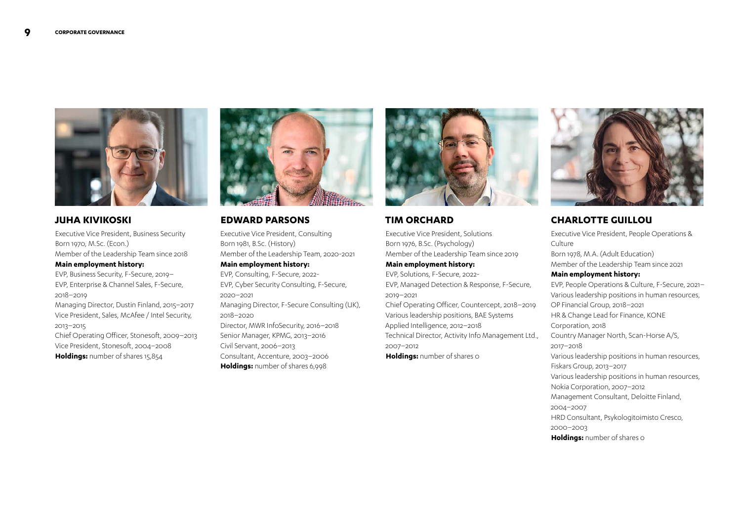## JUHA KIVIKOSKI

Executive Vice President, Business Security
Born 1970, M.Sc. (Econ.)
Member of the Leadership Team since 2018

**Main employment history:**

EVP, Business Security, F-Secure, 2019–
EVP, Enterprise & Channel Sales, F-Secure, 2018–2019
Managing Director, Dustin Finland, 2015–2017
Vice President, Sales, McAfee / Intel Security, 2013–2015
Chief Operating Officer, Stonesoft, 2009–2013
Vice President, Stonesoft, 2004–2008

**Holdings:** number of shares 15,854

## EDWARD PARSONS

Executive Vice President, Consulting
Born 1981, B.Sc. (History)
Member of the Leadership Team, 2020-2021

**Main employment history:**

EVP, Consulting, F-Secure, 2022-
EVP, Cyber Security Consulting, F-Secure, 2020–2021
Managing Director, F-Secure Consulting (UK), 2018–2020
Director, MWR InfoSecurity, 2016–2018
Senior Manager, KPMG, 2013–2016
Civil Servant, 2006–2013
Consultant, Accenture, 2003–2006

**Holdings:** number of shares 6,998

## TIM ORCHARD

Executive Vice President, Solutions
Born 1976, B.Sc. (Psychology)
Member of the Leadership Team since 2019

**Main employment history:**

EVP, Solutions, F-Secure, 2022-
EVP, Managed Detection & Response, F-Secure, 2019–2021
Chief Operating Officer, Countercept, 2018–2019
Various leadership positions, BAE Systems Applied Intelligence, 2012–2018
Technical Director, Activity Info Management Ltd., 2007–2012

**Holdings:** number of shares 0

## CHARLOTTE GUILLOU

Executive Vice President, People Operations & Culture
Born 1978, M.A. (Adult Education)
Member of the Leadership Team since 2021

**Main employment history:**

EVP, People Operations & Culture, F-Secure, 2021–
Various leadership positions in human resources, OP Financial Group, 2018–2021
HR & Change Lead for Finance, KONE Corporation, 2018
Country Manager North, Scan-Horse A/S, 2017–2018
Various leadership positions in human resources, Fiskars Group, 2013–2017
Various leadership positions in human resources, Nokia Corporation, 2007–2012
Management Consultant, Deloitte Finland, 2004–2007
HRD Consultant, Psykologitoimisto Cresco, 2000–2003

**Holdings:** number of shares 0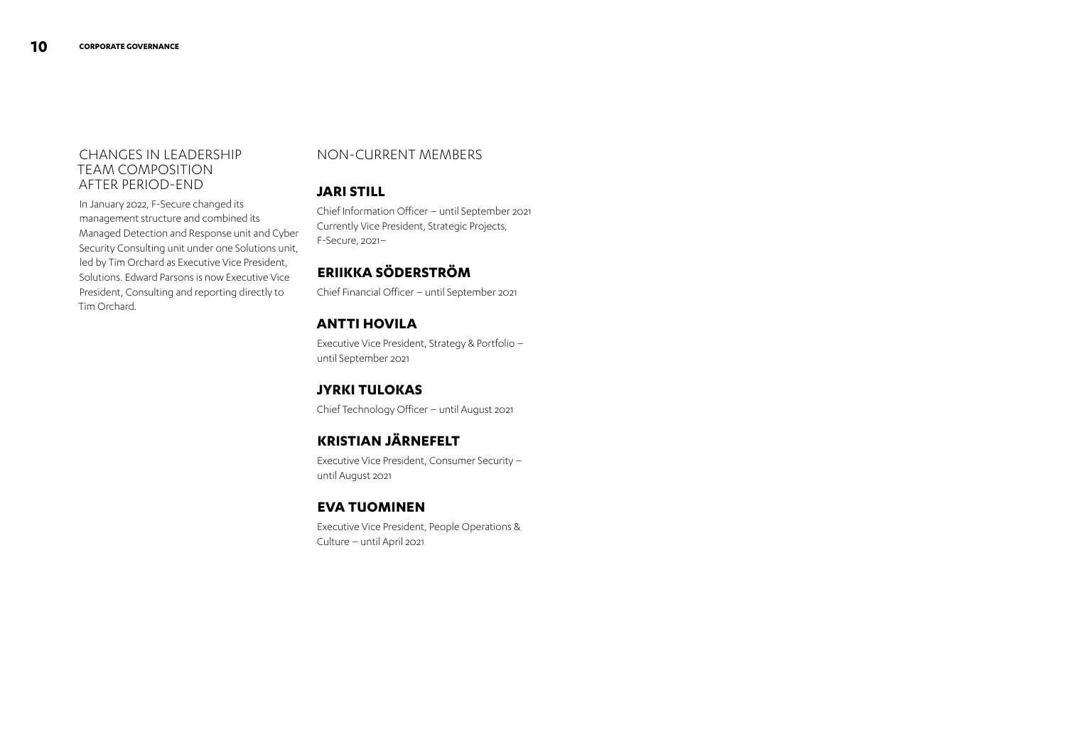## CHANGES IN LEADERSHIP TEAM COMPOSITION AFTER PERIOD-END

In January 2022, F-Secure changed its management structure and combined its Managed Detection and Response unit and Cyber Security Consulting unit under one Solutions unit, led by Tim Orchard as Executive Vice President, Solutions. Edward Parsons is now Executive Vice President, Consulting and reporting directly to Tim Orchard.

## NON-CURRENT MEMBERS

### JARI STILL

Chief Information Officer – until September 2021
Currently Vice President, Strategic Projects, F-Secure, 2021–

### ERIIKKA SÖDERSTRÖM

Chief Financial Officer – until September 2021

### ANTTI HOVILA

Executive Vice President, Strategy & Portfolio – until September 2021

### JYRKI TULOKAS

Chief Technology Officer – until August 2021

### KRISTIAN JÄRNEFELT

Executive Vice President, Consumer Security – until August 2021

### EVA TUOMINEN

Executive Vice President, People Operations & Culture – until April 2021